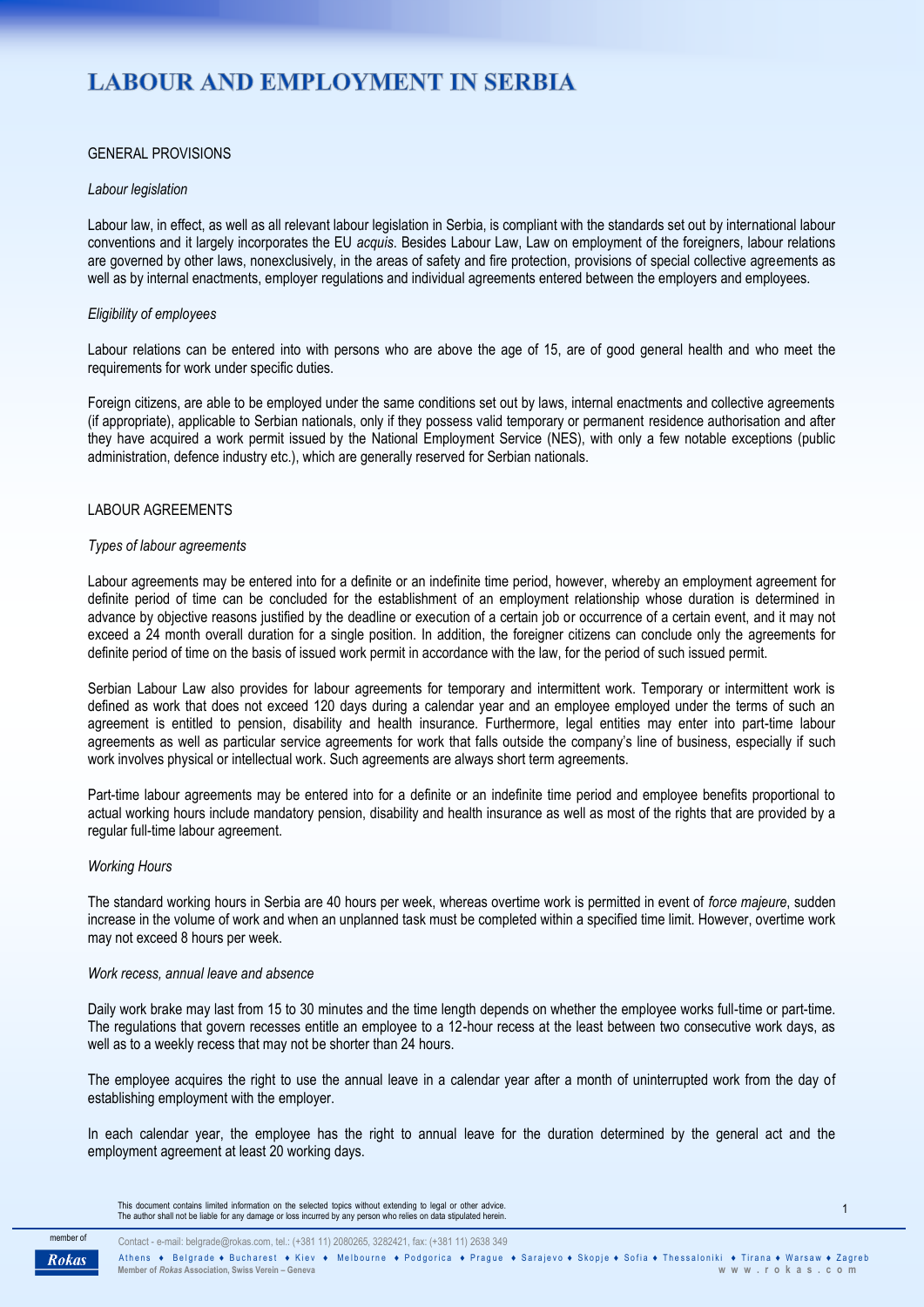# LABOUR AND EMPLOYMENT IN SERBIA

## GENERAL PROVISIONS

### *Labour legislation*

Labour law, in effect, as well as all relevant labour legislation in Serbia, is compliant with the standards set out by international labour conventions and it largely incorporates the EU *acquis*. Besides Labour Law, Law on employment of the foreigners, labour relations are governed by other laws, nonexclusively, in the areas of safety and fire protection, provisions of special collective agreements as well as by internal enactments, employer regulations and individual agreements entered between the employers and employees.

### *Eligibility of employees*

Labour relations can be entered into with persons who are above the age of 15, are of good general health and who meet the requirements for work under specific duties.

Foreign citizens, are able to be employed under the same conditions set out by laws, internal enactments and collective agreements (if appropriate), applicable to Serbian nationals, only if they possess valid temporary or permanent residence authorisation and after they have acquired a work permit issued by the National Employment Service (NES), with only a few notable exceptions (public administration, defence industry etc.), which are generally reserved for Serbian nationals.

## LABOUR AGREEMENTS

### *Types of labour agreements*

Labour agreements may be entered into for a definite or an indefinite time period, however, whereby an employment agreement for definite period of time can be concluded for the establishment of an employment relationship whose duration is determined in advance by objective reasons justified by the deadline or execution of a certain job or occurrence of a certain event, and it may not exceed a 24 month overall duration for a single position. In addition, the foreigner citizens can conclude only the agreements for definite period of time on the basis of issued work permit in accordance with the law, for the period of such issued permit.

Serbian Labour Law also provides for labour agreements for temporary and intermittent work. Temporary or intermittent work is defined as work that does not exceed 120 days during a calendar year and an employee employed under the terms of such an agreement is entitled to pension, disability and health insurance. Furthermore, legal entities may enter into part-time labour agreements as well as particular service agreements for work that falls outside the company's line of business, especially if such work involves physical or intellectual work. Such agreements are always short term agreements.

Part-time labour agreements may be entered into for a definite or an indefinite time period and employee benefits proportional to actual working hours include mandatory pension, disability and health insurance as well as most of the rights that are provided by a regular full-time labour agreement.

### *Working Hours*

The standard working hours in Serbia are 40 hours per week, whereas overtime work is permitted in event of *force majeure*, sudden increase in the volume of work and when an unplanned task must be completed within a specified time limit. However, overtime work may not exceed 8 hours per week.

### *Work recess, annual leave and absence*

Daily work brake may last from 15 to 30 minutes and the time length depends on whether the employee works full-time or part-time. The regulations that govern recesses entitle an employee to a 12-hour recess at the least between two consecutive work days, as well as to a weekly recess that may not be shorter than 24 hours.

The employee acquires the right to use the annual leave in a calendar year after a month of uninterrupted work from the day of establishing employment with the employer.

In each calendar year, the employee has the right to annual leave for the duration determined by the general act and the employment agreement at least 20 working days.

This document contains limited information on the selected topics without extending to legal or other advice.
The author shall not be liable for any damage or loss incurred by any person who relies on data stipulated herein.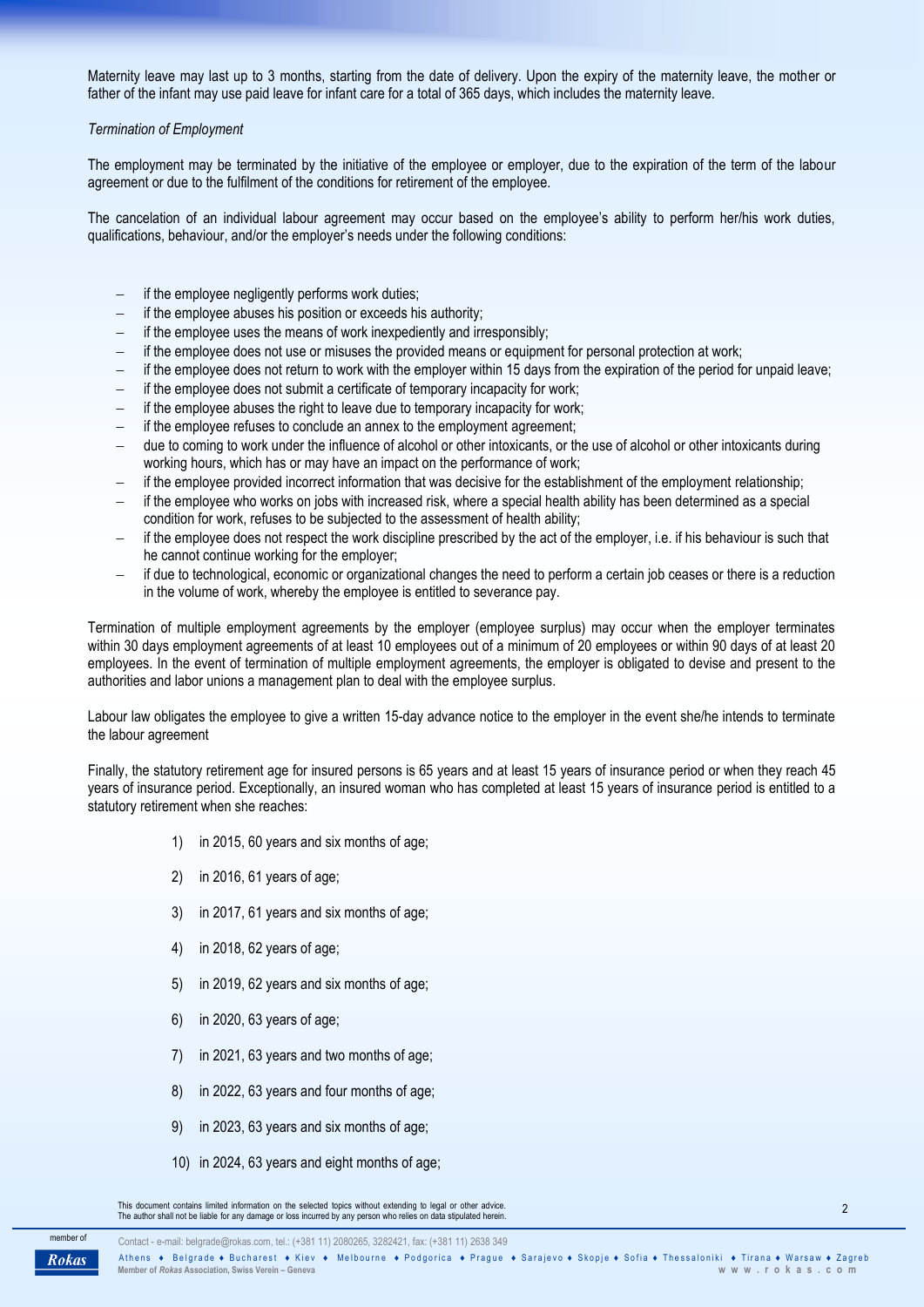Maternity leave may last up to 3 months, starting from the date of delivery. Upon the expiry of the maternity leave, the mother or father of the infant may use paid leave for infant care for a total of 365 days, which includes the maternity leave.

*Termination of Employment*

The employment may be terminated by the initiative of the employee or employer, due to the expiration of the term of the labour agreement or due to the fulfilment of the conditions for retirement of the employee.

The cancelation of an individual labour agreement may occur based on the employee's ability to perform her/his work duties, qualifications, behaviour, and/or the employer's needs under the following conditions:

- if the employee negligently performs work duties;
- if the employee abuses his position or exceeds his authority;
- if the employee uses the means of work inexpediently and irresponsibly;
- if the employee does not use or misuses the provided means or equipment for personal protection at work;
- if the employee does not return to work with the employer within 15 days from the expiration of the period for unpaid leave;
- if the employee does not submit a certificate of temporary incapacity for work;
- if the employee abuses the right to leave due to temporary incapacity for work;
- if the employee refuses to conclude an annex to the employment agreement;
- due to coming to work under the influence of alcohol or other intoxicants, or the use of alcohol or other intoxicants during working hours, which has or may have an impact on the performance of work;
- if the employee provided incorrect information that was decisive for the establishment of the employment relationship;
- if the employee who works on jobs with increased risk, where a special health ability has been determined as a special condition for work, refuses to be subjected to the assessment of health ability;
- if the employee does not respect the work discipline prescribed by the act of the employer, i.e. if his behaviour is such that he cannot continue working for the employer;
- if due to technological, economic or organizational changes the need to perform a certain job ceases or there is a reduction in the volume of work, whereby the employee is entitled to severance pay.

Termination of multiple employment agreements by the employer (employee surplus) may occur when the employer terminates within 30 days employment agreements of at least 10 employees out of a minimum of 20 employees or within 90 days of at least 20 employees. In the event of termination of multiple employment agreements, the employer is obligated to devise and present to the authorities and labor unions a management plan to deal with the employee surplus.

Labour law obligates the employee to give a written 15-day advance notice to the employer in the event she/he intends to terminate the labour agreement

Finally, the statutory retirement age for insured persons is 65 years and at least 15 years of insurance period or when they reach 45 years of insurance period. Exceptionally, an insured woman who has completed at least 15 years of insurance period is entitled to a statutory retirement when she reaches:

1) in 2015, 60 years and six months of age;
2) in 2016, 61 years of age;
3) in 2017, 61 years and six months of age;
4) in 2018, 62 years of age;
5) in 2019, 62 years and six months of age;
6) in 2020, 63 years of age;
7) in 2021, 63 years and two months of age;
8) in 2022, 63 years and four months of age;
9) in 2023, 63 years and six months of age;
10) in 2024, 63 years and eight months of age;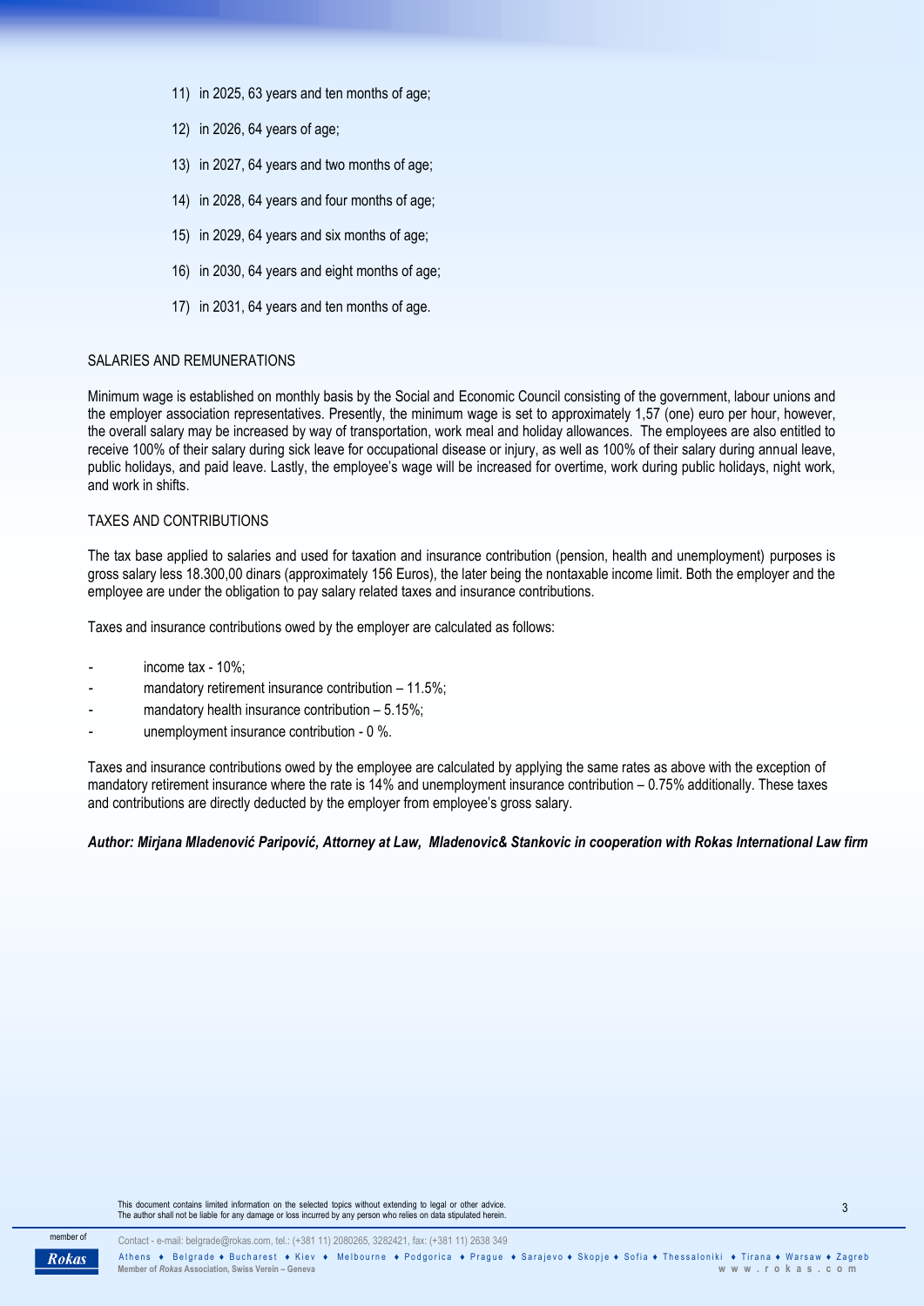11) in 2025, 63 years and ten months of age;

12) in 2026, 64 years of age;

13) in 2027, 64 years and two months of age;

14) in 2028, 64 years and four months of age;

15) in 2029, 64 years and six months of age;

16) in 2030, 64 years and eight months of age;

17) in 2031, 64 years and ten months of age.

## SALARIES AND REMUNERATIONS

Minimum wage is established on monthly basis by the Social and Economic Council consisting of the government, labour unions and the employer association representatives. Presently, the minimum wage is set to approximately 1,57 (one) euro per hour, however, the overall salary may be increased by way of transportation, work meal and holiday allowances. The employees are also entitled to receive 100% of their salary during sick leave for occupational disease or injury, as well as 100% of their salary during annual leave, public holidays, and paid leave. Lastly, the employee's wage will be increased for overtime, work during public holidays, night work, and work in shifts.

## TAXES AND CONTRIBUTIONS

The tax base applied to salaries and used for taxation and insurance contribution (pension, health and unemployment) purposes is gross salary less 18.300,00 dinars (approximately 156 Euros), the later being the nontaxable income limit. Both the employer and the employee are under the obligation to pay salary related taxes and insurance contributions.

Taxes and insurance contributions owed by the employer are calculated as follows:

- income tax - 10%;
- mandatory retirement insurance contribution – 11.5%;
- mandatory health insurance contribution – 5.15%;
- unemployment insurance contribution - 0 %.

Taxes and insurance contributions owed by the employee are calculated by applying the same rates as above with the exception of mandatory retirement insurance where the rate is 14% and unemployment insurance contribution – 0.75% additionally. These taxes and contributions are directly deducted by the employer from employee's gross salary.

***Author: Mirjana Mladenović Paripović, Attorney at Law, Mladenovic& Stankovic in cooperation with Rokas International Law firm***

This document contains limited information on the selected topics without extending to legal or other advice.
The author shall not be liable for any damage or loss incurred by any person who relies on data stipulated herein.

Contact - e-mail: belgrade@rokas.com, tel.: (+381 11) 2080265, 3282421, fax: (+381 11) 2638 349